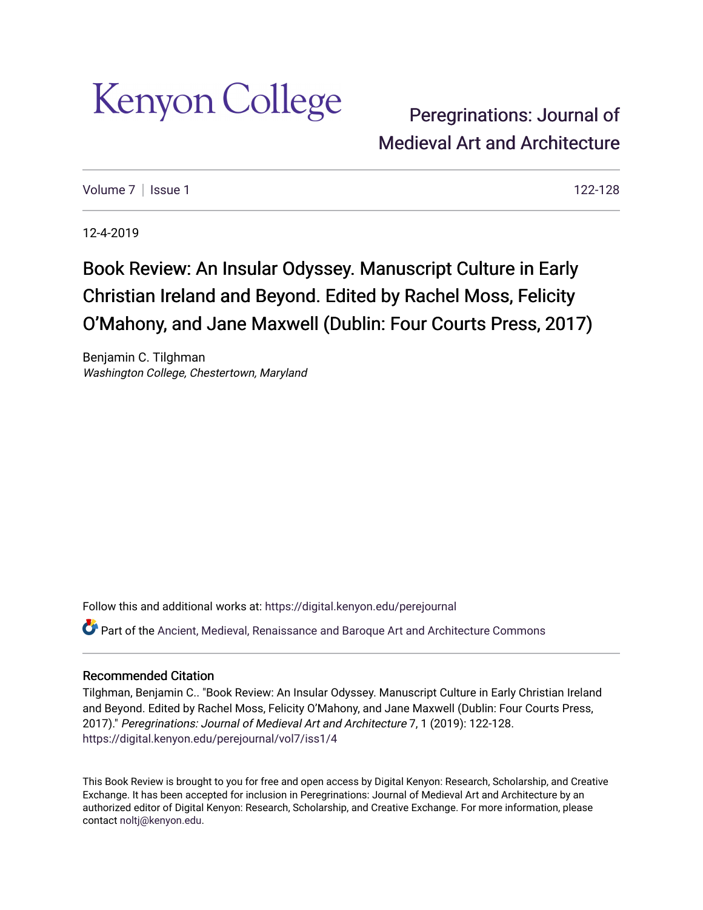Kenyon College

Peregrinations: Journal of Medieval Art and Architecture

Volume 7 | Issue 1 | 122-128

12-4-2019

# Book Review: An Insular Odyssey. Manuscript Culture in Early Christian Ireland and Beyond. Edited by Rachel Moss, Felicity O'Mahony, and Jane Maxwell (Dublin: Four Courts Press, 2017)

Benjamin C. Tilghman
*Washington College, Chestertown, Maryland*

Follow this and additional works at: https://digital.kenyon.edu/perejournal

Part of the Ancient, Medieval, Renaissance and Baroque Art and Architecture Commons

### Recommended Citation

Tilghman, Benjamin C.. "Book Review: An Insular Odyssey. Manuscript Culture in Early Christian Ireland and Beyond. Edited by Rachel Moss, Felicity O'Mahony, and Jane Maxwell (Dublin: Four Courts Press, 2017)." *Peregrinations: Journal of Medieval Art and Architecture* 7, 1 (2019): 122-128. https://digital.kenyon.edu/perejournal/vol7/iss1/4

This Book Review is brought to you for free and open access by Digital Kenyon: Research, Scholarship, and Creative Exchange. It has been accepted for inclusion in Peregrinations: Journal of Medieval Art and Architecture by an authorized editor of Digital Kenyon: Research, Scholarship, and Creative Exchange. For more information, please contact noltj@kenyon.edu.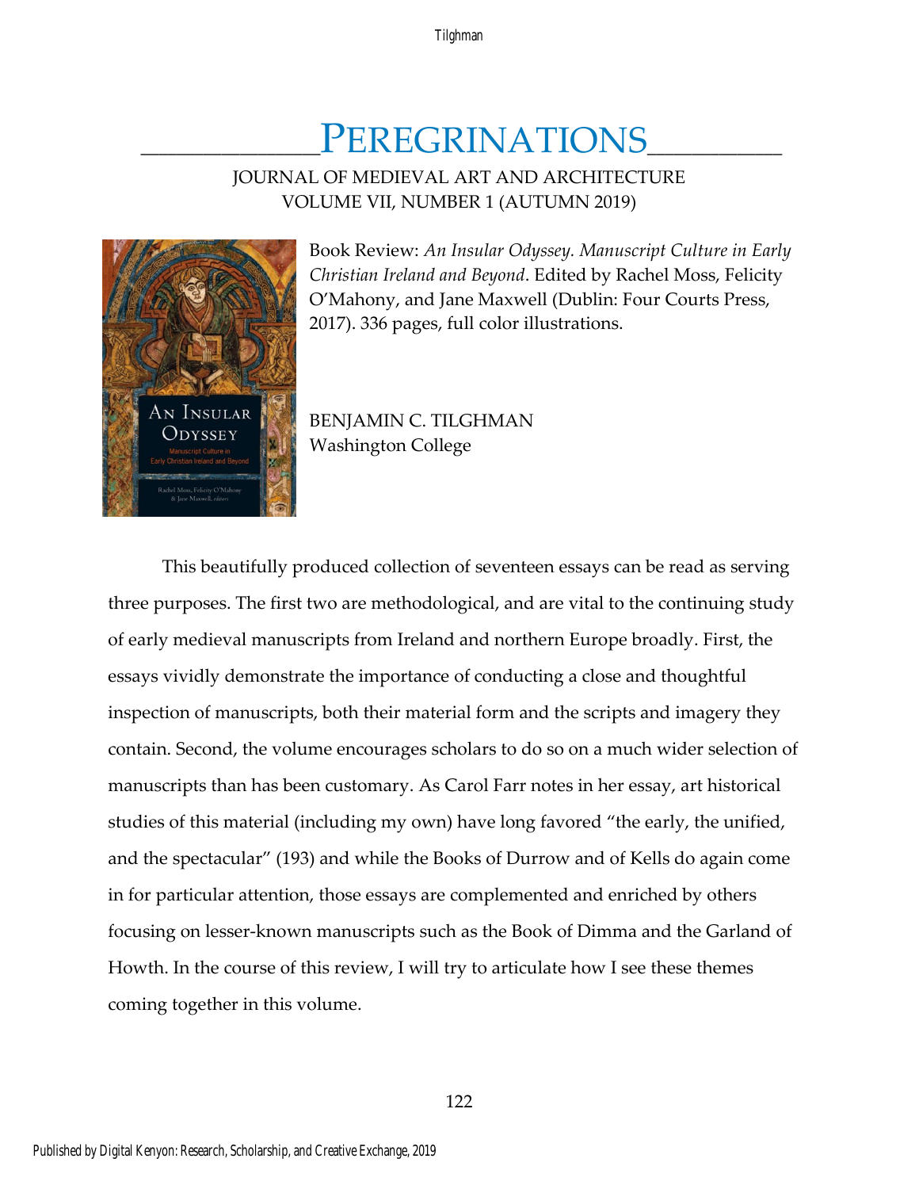# PEREGRINATIONS

JOURNAL OF MEDIEVAL ART AND ARCHITECTURE
VOLUME VII, NUMBER 1 (AUTUMN 2019)

Book Review: *An Insular Odyssey. Manuscript Culture in Early Christian Ireland and Beyond*. Edited by Rachel Moss, Felicity O'Mahony, and Jane Maxwell (Dublin: Four Courts Press, 2017). 336 pages, full color illustrations.

BENJAMIN C. TILGHMAN
Washington College

This beautifully produced collection of seventeen essays can be read as serving three purposes. The first two are methodological, and are vital to the continuing study of early medieval manuscripts from Ireland and northern Europe broadly. First, the essays vividly demonstrate the importance of conducting a close and thoughtful inspection of manuscripts, both their material form and the scripts and imagery they contain. Second, the volume encourages scholars to do so on a much wider selection of manuscripts than has been customary. As Carol Farr notes in her essay, art historical studies of this material (including my own) have long favored "the early, the unified, and the spectacular" (193) and while the Books of Durrow and of Kells do again come in for particular attention, those essays are complemented and enriched by others focusing on lesser-known manuscripts such as the Book of Dimma and the Garland of Howth. In the course of this review, I will try to articulate how I see these themes coming together in this volume.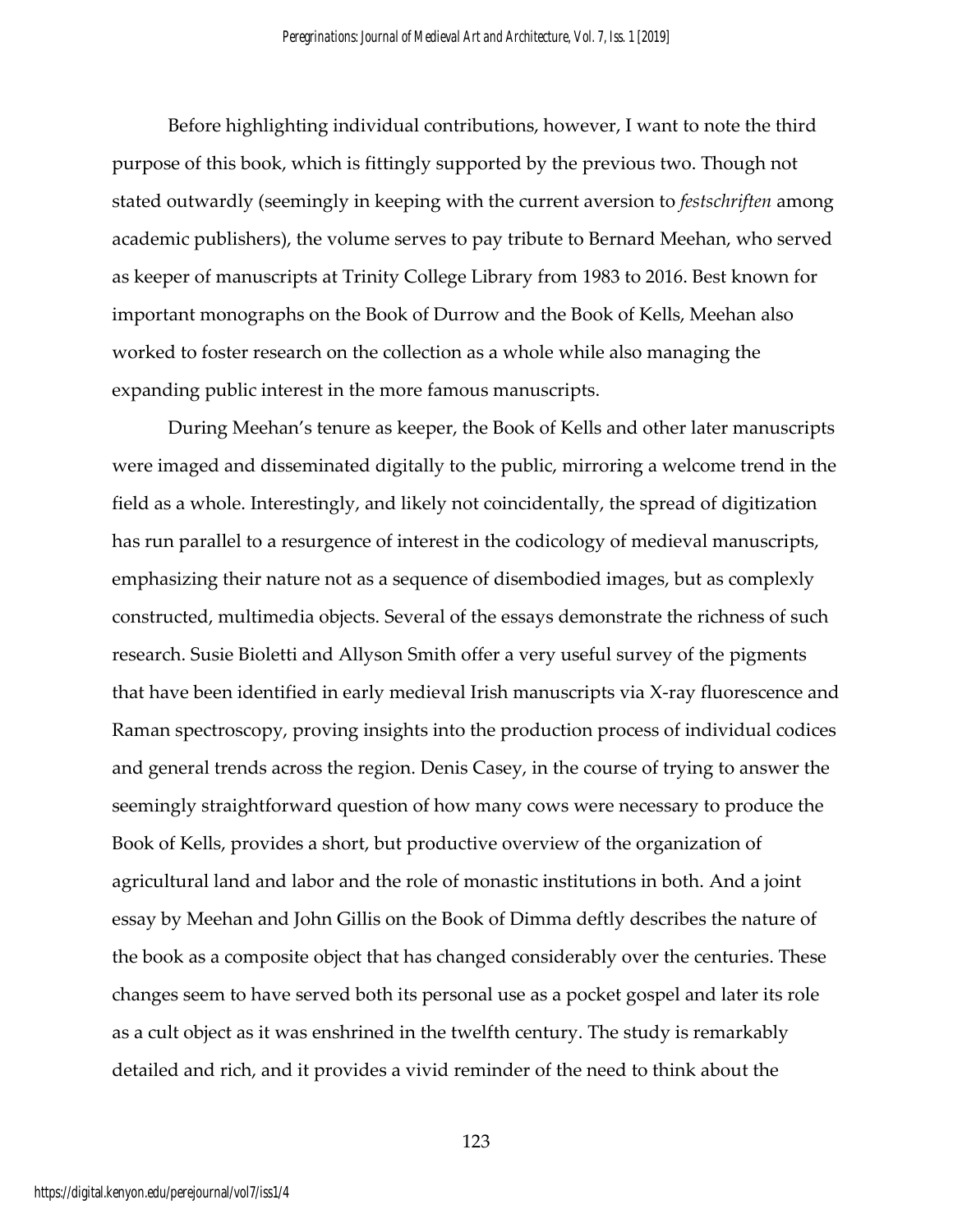Before highlighting individual contributions, however, I want to note the third purpose of this book, which is fittingly supported by the previous two. Though not stated outwardly (seemingly in keeping with the current aversion to *festschriften* among academic publishers), the volume serves to pay tribute to Bernard Meehan, who served as keeper of manuscripts at Trinity College Library from 1983 to 2016. Best known for important monographs on the Book of Durrow and the Book of Kells, Meehan also worked to foster research on the collection as a whole while also managing the expanding public interest in the more famous manuscripts.

During Meehan's tenure as keeper, the Book of Kells and other later manuscripts were imaged and disseminated digitally to the public, mirroring a welcome trend in the field as a whole. Interestingly, and likely not coincidentally, the spread of digitization has run parallel to a resurgence of interest in the codicology of medieval manuscripts, emphasizing their nature not as a sequence of disembodied images, but as complexly constructed, multimedia objects. Several of the essays demonstrate the richness of such research. Susie Bioletti and Allyson Smith offer a very useful survey of the pigments that have been identified in early medieval Irish manuscripts via X-ray fluorescence and Raman spectroscopy, proving insights into the production process of individual codices and general trends across the region. Denis Casey, in the course of trying to answer the seemingly straightforward question of how many cows were necessary to produce the Book of Kells, provides a short, but productive overview of the organization of agricultural land and labor and the role of monastic institutions in both. And a joint essay by Meehan and John Gillis on the Book of Dimma deftly describes the nature of the book as a composite object that has changed considerably over the centuries. These changes seem to have served both its personal use as a pocket gospel and later its role as a cult object as it was enshrined in the twelfth century. The study is remarkably detailed and rich, and it provides a vivid reminder of the need to think about the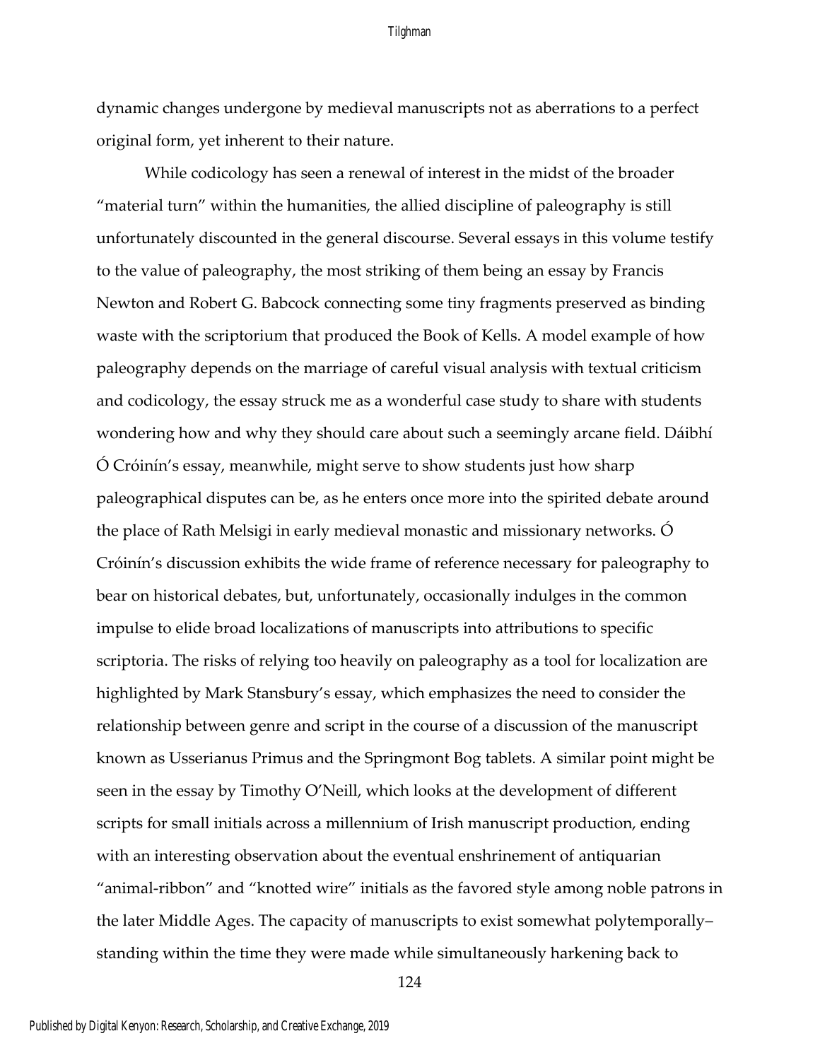dynamic changes undergone by medieval manuscripts not as aberrations to a perfect original form, yet inherent to their nature.

While codicology has seen a renewal of interest in the midst of the broader "material turn" within the humanities, the allied discipline of paleography is still unfortunately discounted in the general discourse. Several essays in this volume testify to the value of paleography, the most striking of them being an essay by Francis Newton and Robert G. Babcock connecting some tiny fragments preserved as binding waste with the scriptorium that produced the Book of Kells. A model example of how paleography depends on the marriage of careful visual analysis with textual criticism and codicology, the essay struck me as a wonderful case study to share with students wondering how and why they should care about such a seemingly arcane field. Dáibhí Ó Cróinín's essay, meanwhile, might serve to show students just how sharp paleographical disputes can be, as he enters once more into the spirited debate around the place of Rath Melsigi in early medieval monastic and missionary networks. Ó Cróinín's discussion exhibits the wide frame of reference necessary for paleography to bear on historical debates, but, unfortunately, occasionally indulges in the common impulse to elide broad localizations of manuscripts into attributions to specific scriptoria. The risks of relying too heavily on paleography as a tool for localization are highlighted by Mark Stansbury's essay, which emphasizes the need to consider the relationship between genre and script in the course of a discussion of the manuscript known as Usserianus Primus and the Springmont Bog tablets. A similar point might be seen in the essay by Timothy O'Neill, which looks at the development of different scripts for small initials across a millennium of Irish manuscript production, ending with an interesting observation about the eventual enshrinement of antiquarian "animal-ribbon" and "knotted wire" initials as the favored style among noble patrons in the later Middle Ages. The capacity of manuscripts to exist somewhat polytemporally– standing within the time they were made while simultaneously harkening back to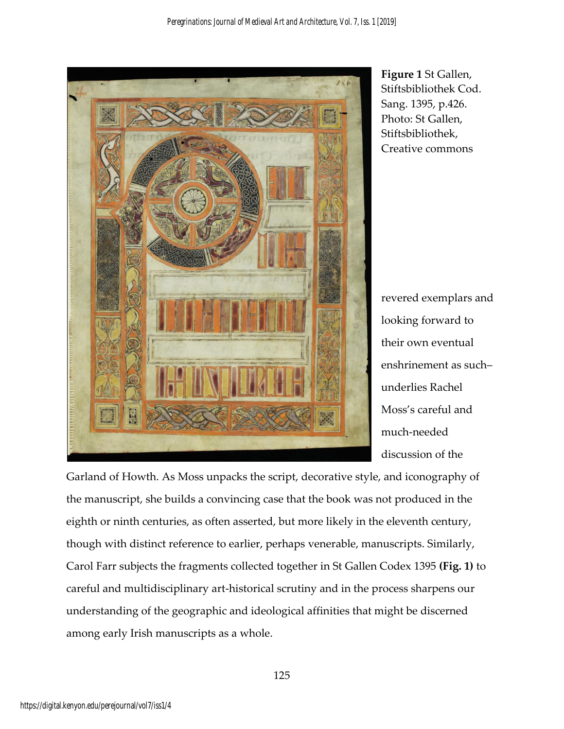Figure 1 St Gallen, Stiftsbibliothek Cod. Sang. 1395, p.426. Photo: St Gallen, Stiftsbibliothek, Creative commons

revered exemplars and looking forward to their own eventual enshrinement as such– underlies Rachel Moss's careful and much-needed discussion of the Garland of Howth. As Moss unpacks the script, decorative style, and iconography of the manuscript, she builds a convincing case that the book was not produced in the eighth or ninth centuries, as often asserted, but more likely in the eleventh century, though with distinct reference to earlier, perhaps venerable, manuscripts. Similarly, Carol Farr subjects the fragments collected together in St Gallen Codex 1395 **(Fig. 1)** to careful and multidisciplinary art-historical scrutiny and in the process sharpens our understanding of the geographic and ideological affinities that might be discerned among early Irish manuscripts as a whole.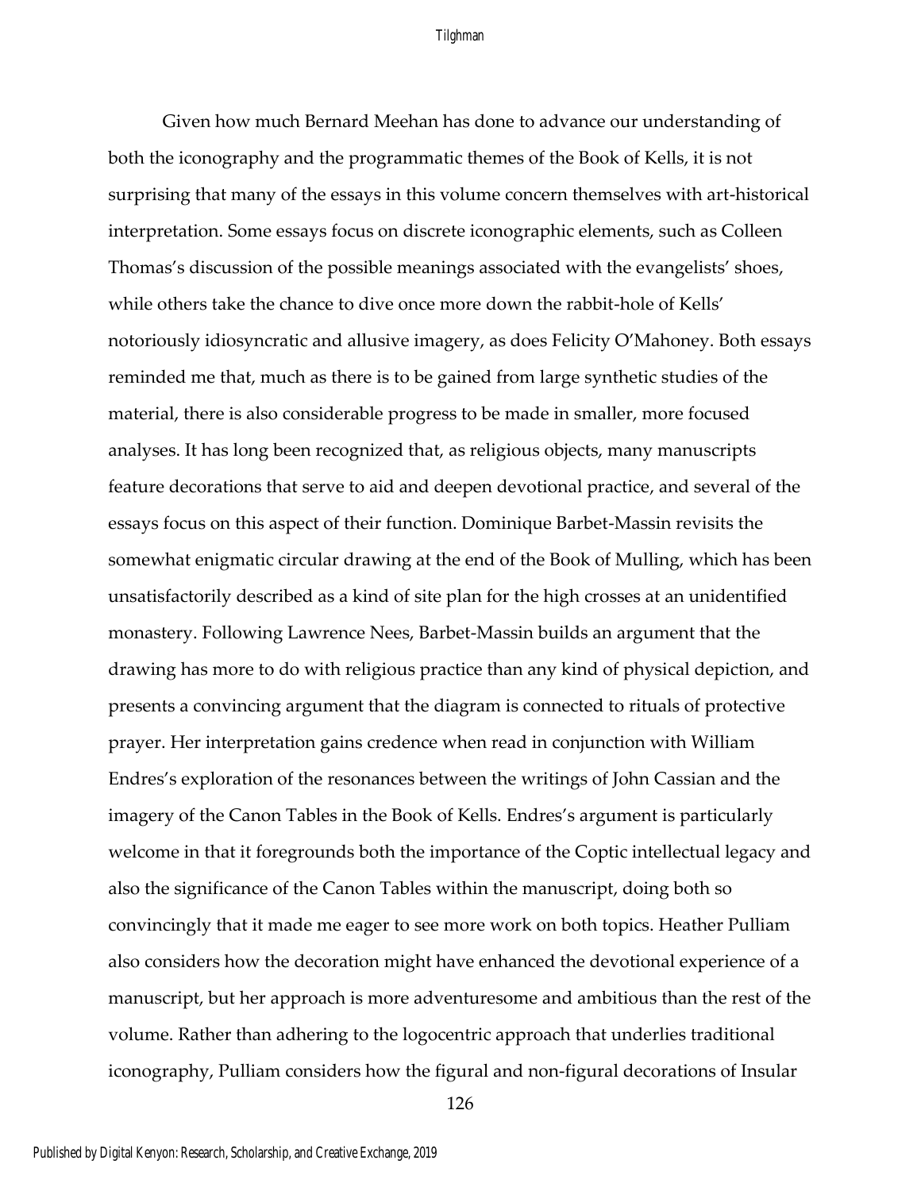Given how much Bernard Meehan has done to advance our understanding of both the iconography and the programmatic themes of the Book of Kells, it is not surprising that many of the essays in this volume concern themselves with art-historical interpretation. Some essays focus on discrete iconographic elements, such as Colleen Thomas's discussion of the possible meanings associated with the evangelists' shoes, while others take the chance to dive once more down the rabbit-hole of Kells' notoriously idiosyncratic and allusive imagery, as does Felicity O'Mahoney. Both essays reminded me that, much as there is to be gained from large synthetic studies of the material, there is also considerable progress to be made in smaller, more focused analyses. It has long been recognized that, as religious objects, many manuscripts feature decorations that serve to aid and deepen devotional practice, and several of the essays focus on this aspect of their function. Dominique Barbet-Massin revisits the somewhat enigmatic circular drawing at the end of the Book of Mulling, which has been unsatisfactorily described as a kind of site plan for the high crosses at an unidentified monastery. Following Lawrence Nees, Barbet-Massin builds an argument that the drawing has more to do with religious practice than any kind of physical depiction, and presents a convincing argument that the diagram is connected to rituals of protective prayer. Her interpretation gains credence when read in conjunction with William Endres's exploration of the resonances between the writings of John Cassian and the imagery of the Canon Tables in the Book of Kells. Endres's argument is particularly welcome in that it foregrounds both the importance of the Coptic intellectual legacy and also the significance of the Canon Tables within the manuscript, doing both so convincingly that it made me eager to see more work on both topics. Heather Pulliam also considers how the decoration might have enhanced the devotional experience of a manuscript, but her approach is more adventuresome and ambitious than the rest of the volume. Rather than adhering to the logocentric approach that underlies traditional iconography, Pulliam considers how the figural and non-figural decorations of Insular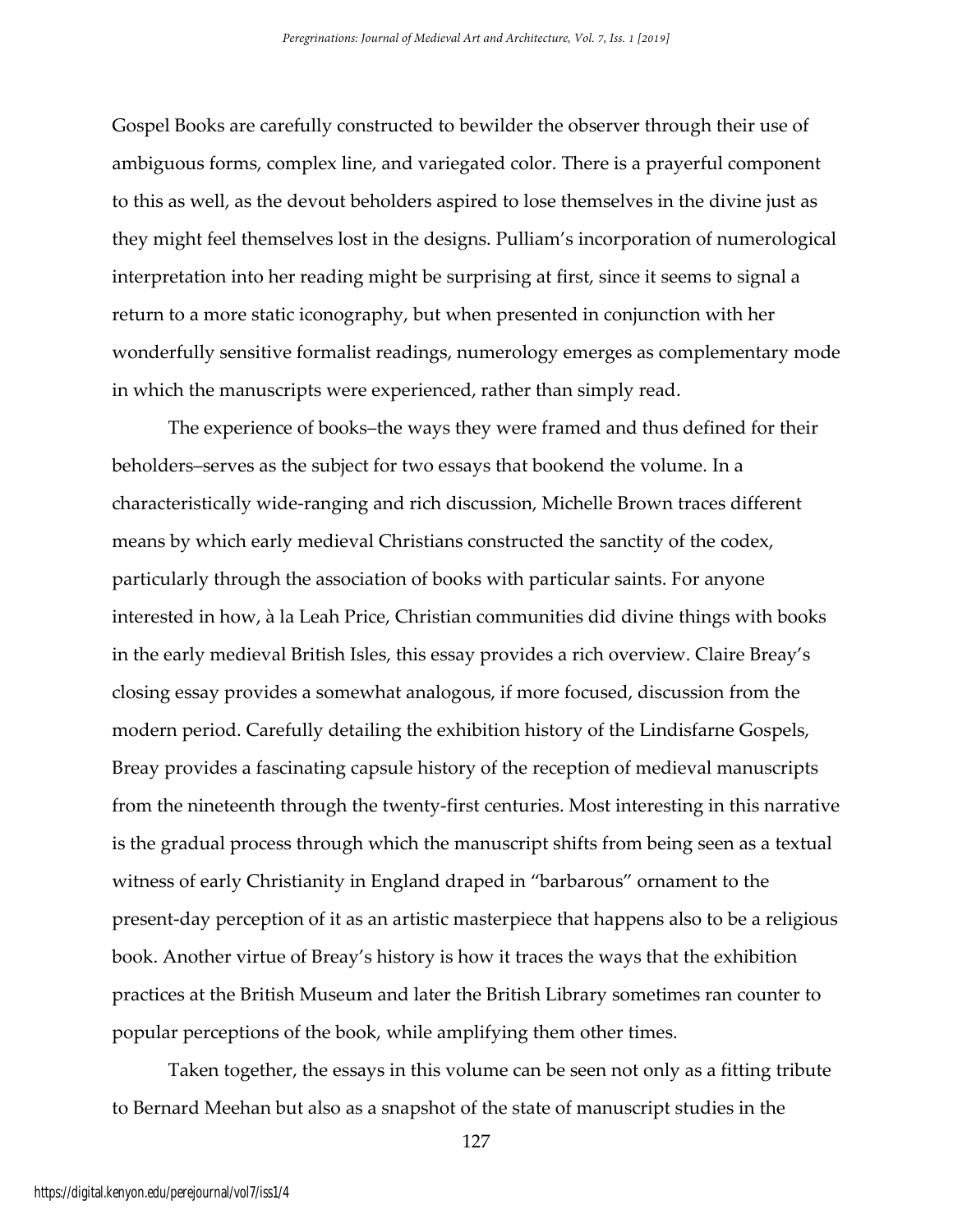Gospel Books are carefully constructed to bewilder the observer through their use of ambiguous forms, complex line, and variegated color. There is a prayerful component to this as well, as the devout beholders aspired to lose themselves in the divine just as they might feel themselves lost in the designs. Pulliam's incorporation of numerological interpretation into her reading might be surprising at first, since it seems to signal a return to a more static iconography, but when presented in conjunction with her wonderfully sensitive formalist readings, numerology emerges as complementary mode in which the manuscripts were experienced, rather than simply read.

The experience of books–the ways they were framed and thus defined for their beholders–serves as the subject for two essays that bookend the volume. In a characteristically wide-ranging and rich discussion, Michelle Brown traces different means by which early medieval Christians constructed the sanctity of the codex, particularly through the association of books with particular saints. For anyone interested in how, à la Leah Price, Christian communities did divine things with books in the early medieval British Isles, this essay provides a rich overview. Claire Breay's closing essay provides a somewhat analogous, if more focused, discussion from the modern period. Carefully detailing the exhibition history of the Lindisfarne Gospels, Breay provides a fascinating capsule history of the reception of medieval manuscripts from the nineteenth through the twenty-first centuries. Most interesting in this narrative is the gradual process through which the manuscript shifts from being seen as a textual witness of early Christianity in England draped in "barbarous" ornament to the present-day perception of it as an artistic masterpiece that happens also to be a religious book. Another virtue of Breay's history is how it traces the ways that the exhibition practices at the British Museum and later the British Library sometimes ran counter to popular perceptions of the book, while amplifying them other times.

Taken together, the essays in this volume can be seen not only as a fitting tribute to Bernard Meehan but also as a snapshot of the state of manuscript studies in the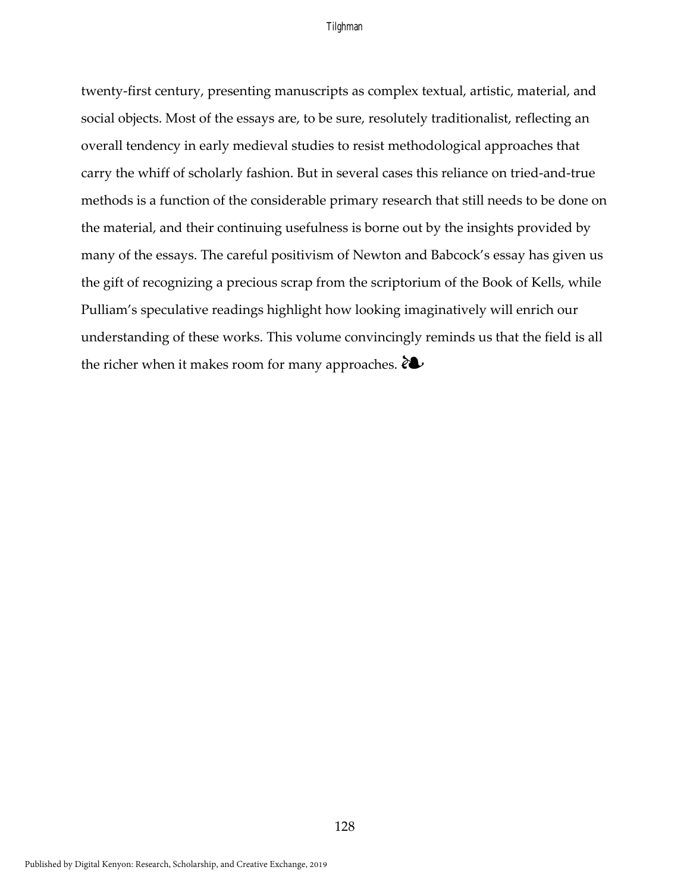twenty-first century, presenting manuscripts as complex textual, artistic, material, and social objects. Most of the essays are, to be sure, resolutely traditionalist, reflecting an overall tendency in early medieval studies to resist methodological approaches that carry the whiff of scholarly fashion. But in several cases this reliance on tried-and-true methods is a function of the considerable primary research that still needs to be done on the material, and their continuing usefulness is borne out by the insights provided by many of the essays. The careful positivism of Newton and Babcock's essay has given us the gift of recognizing a precious scrap from the scriptorium of the Book of Kells, while Pulliam's speculative readings highlight how looking imaginatively will enrich our understanding of these works. This volume convincingly reminds us that the field is all the richer when it makes room for many approaches. ❧